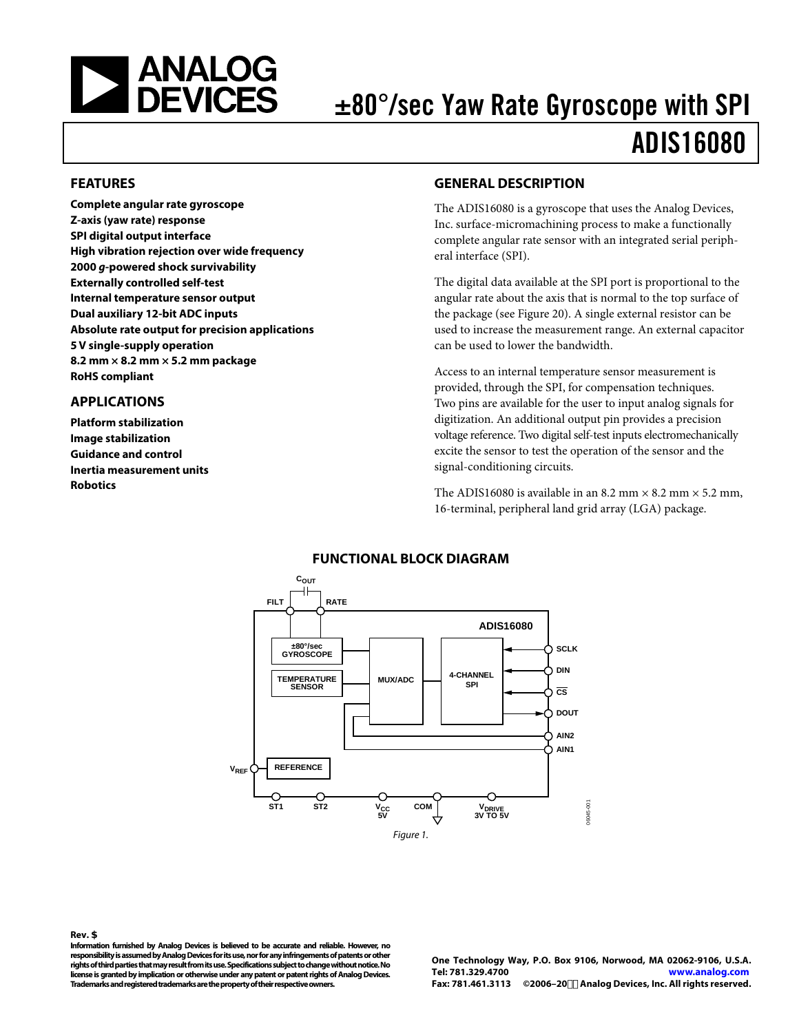# ±80°/sec Yaw Rate Gyroscope with SPI

# ADIS16080

## FEATURES

**Complete angular rate gyroscope**
**Z-axis (yaw rate) response**
**SPI digital output interface**
**High vibration rejection over wide frequency**
**2000 *g*-powered shock survivability**
**Externally controlled self-test**
**Internal temperature sensor output**
**Dual auxiliary 12-bit ADC inputs**
**Absolute rate output for precision applications**
**5 V single-supply operation**
**8.2 mm × 8.2 mm × 5.2 mm package**
**RoHS compliant**

## APPLICATIONS

**Platform stabilization**
**Image stabilization**
**Guidance and control**
**Inertia measurement units**
**Robotics**

## GENERAL DESCRIPTION

The ADIS16080 is a gyroscope that uses the Analog Devices, Inc. surface-micromachining process to make a functionally complete angular rate sensor with an integrated serial peripheral interface (SPI).

The digital data available at the SPI port is proportional to the angular rate about the axis that is normal to the top surface of the package (see Figure 20). A single external resistor can be used to increase the measurement range. An external capacitor can be used to lower the bandwidth.

Access to an internal temperature sensor measurement is provided, through the SPI, for compensation techniques. Two pins are available for the user to input analog signals for digitization. An additional output pin provides a precision voltage reference. Two digital self-test inputs electromechanically excite the sensor to test the operation of the sensor and the signal-conditioning circuits.

The ADIS16080 is available in an 8.2 mm × 8.2 mm × 5.2 mm, 16-terminal, peripheral land grid array (LGA) package.

## FUNCTIONAL BLOCK DIAGRAM

$C_{OUT}$
FILT
RATE
ADIS16080
±80°/sec GYROSCOPE
TEMPERATURE SENSOR
MUX/ADC
4-CHANNEL SPI
SCLK
DIN
CS
DOUT
AIN2
AIN1
$V_{REF}$
REFERENCE
ST1
ST2
$V_{CC}$ 5V
COM
$V_{DRIVE}$ 3V TO 5V
06045-001

*Figure 1.*

**Rev. $**

**Information furnished by Analog Devices is believed to be accurate and reliable. However, no responsibility is assumed by Analog Devices for its use, nor for any infringements of patents or other rights of third parties that may result from its use. Specifications subject to change without notice. No license is granted by implication or otherwise under any patent or patent rights of Analog Devices. Trademarks and registered trademarks are the property of their respective owners.**

**One Technology Way, P.O. Box 9106, Norwood, MA 02062-9106, U.S.A.**
**Tel: 781.329.4700 www.analog.com**
**Fax: 781.461.3113 ©2006–20 Analog Devices, Inc. All rights reserved.**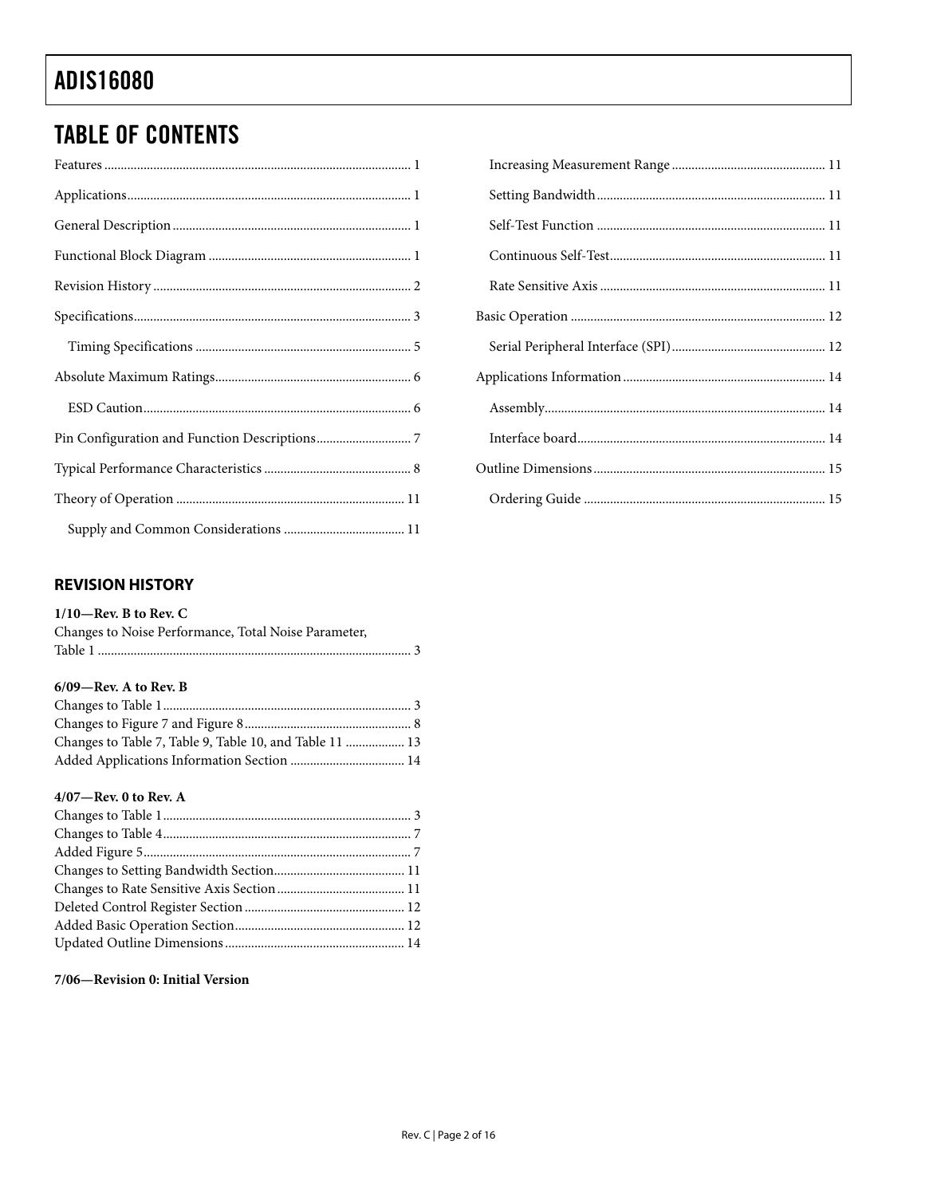# TABLE OF CONTENTS

Features ... 1
Applications ... 1
General Description ... 1
Functional Block Diagram ... 1
Revision History ... 2
Specifications ... 3
  Timing Specifications ... 5
Absolute Maximum Ratings ... 6
  ESD Caution ... 6
Pin Configuration and Function Descriptions ... 7
Typical Performance Characteristics ... 8
Theory of Operation ... 11
  Supply and Common Considerations ... 11
  Increasing Measurement Range ... 11
  Setting Bandwidth ... 11
  Self-Test Function ... 11
  Continuous Self-Test ... 11
  Rate Sensitive Axis ... 11
Basic Operation ... 12
  Serial Peripheral Interface (SPI) ... 12
Applications Information ... 14
  Assembly ... 14
  Interface board ... 14
Outline Dimensions ... 15
  Ordering Guide ... 15

## REVISION HISTORY

**1/10—Rev. B to Rev. C**

Changes to Noise Performance, Total Noise Parameter, Table 1 ... 3

**6/09—Rev. A to Rev. B**

Changes to Table 1 ... 3
Changes to Figure 7 and Figure 8 ... 8
Changes to Table 7, Table 9, Table 10, and Table 11 ... 13
Added Applications Information Section ... 14

**4/07—Rev. 0 to Rev. A**

Changes to Table 1 ... 3
Changes to Table 4 ... 7
Added Figure 5 ... 7
Changes to Setting Bandwidth Section ... 11
Changes to Rate Sensitive Axis Section ... 11
Deleted Control Register Section ... 12
Added Basic Operation Section ... 12
Updated Outline Dimensions ... 14

**7/06—Revision 0: Initial Version**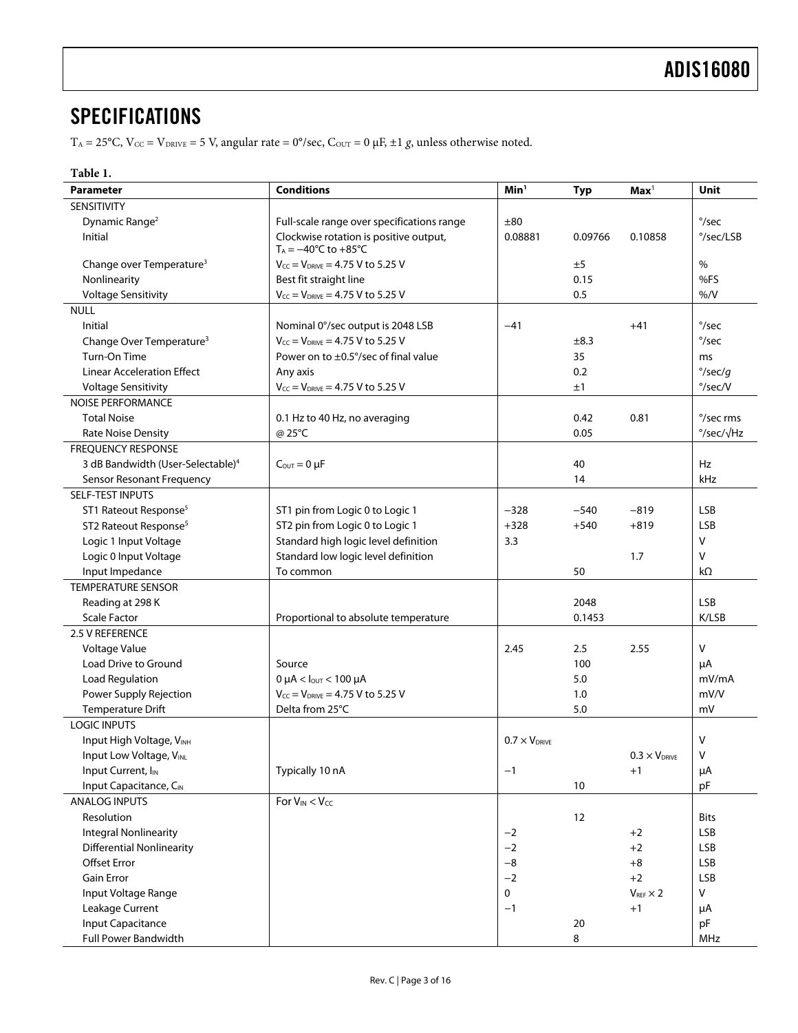## SPECIFICATIONS

$T_A$ = 25°C, $V_{CC}$ = $V_{DRIVE}$ = 5 V, angular rate = 0°/sec, $C_{OUT}$ = 0 μF, ±1 *g*, unless otherwise noted.

**Table 1.**

| Parameter | Conditions | Min[1] | Typ | Max[1] | Unit |
|---|---|---|---|---|---|
| SENSITIVITY | | | | | |
| Dynamic Range[2] | Full-scale range over specifications range | ±80 | | | °/sec |
| Initial | Clockwise rotation is positive output, $T_A$ = −40°C to +85°C | 0.08881 | 0.09766 | 0.10858 | °/sec/LSB |
| Change over Temperature[3] | $V_{CC}$ = $V_{DRIVE}$ = 4.75 V to 5.25 V | | ±5 | | % |
| Nonlinearity | Best fit straight line | | 0.15 | | %FS |
| Voltage Sensitivity | $V_{CC}$ = $V_{DRIVE}$ = 4.75 V to 5.25 V | | 0.5 | | %/V |
| NULL | | | | | |
| Initial | Nominal 0°/sec output is 2048 LSB | −41 | | +41 | °/sec |
| Change Over Temperature[3] | $V_{CC}$ = $V_{DRIVE}$ = 4.75 V to 5.25 V | | ±8.3 | | °/sec |
| Turn-On Time | Power on to ±0.5°/sec of final value | | 35 | | ms |
| Linear Acceleration Effect | Any axis | | 0.2 | | °/sec/*g* |
| Voltage Sensitivity | $V_{CC}$ = $V_{DRIVE}$ = 4.75 V to 5.25 V | | ±1 | | °/sec/V |
| NOISE PERFORMANCE | | | | | |
| Total Noise | 0.1 Hz to 40 Hz, no averaging | | 0.42 | 0.81 | °/sec rms |
| Rate Noise Density | @ 25°C | | 0.05 | | °/sec/√Hz |
| FREQUENCY RESPONSE | | | | | |
| 3 dB Bandwidth (User-Selectable)[4] | $C_{OUT}$ = 0 μF | | 40 | | Hz |
| Sensor Resonant Frequency | | | 14 | | kHz |
| SELF-TEST INPUTS | | | | | |
| ST1 Rateout Response[5] | ST1 pin from Logic 0 to Logic 1 | −328 | −540 | −819 | LSB |
| ST2 Rateout Response[5] | ST2 pin from Logic 0 to Logic 1 | +328 | +540 | +819 | LSB |
| Logic 1 Input Voltage | Standard high logic level definition | 3.3 | | | V |
| Logic 0 Input Voltage | Standard low logic level definition | | | 1.7 | V |
| Input Impedance | To common | | 50 | | kΩ |
| TEMPERATURE SENSOR | | | | | |
| Reading at 298 K | | | 2048 | | LSB |
| Scale Factor | Proportional to absolute temperature | | 0.1453 | | K/LSB |
| 2.5 V REFERENCE | | | | | |
| Voltage Value | | 2.45 | 2.5 | 2.55 | V |
| Load Drive to Ground | Source | | 100 | | μA |
| Load Regulation | 0 μA < $I_{OUT}$ < 100 μA | | 5.0 | | mV/mA |
| Power Supply Rejection | $V_{CC}$ = $V_{DRIVE}$ = 4.75 V to 5.25 V | | 1.0 | | mV/V |
| Temperature Drift | Delta from 25°C | | 5.0 | | mV |
| LOGIC INPUTS | | | | | |
| Input High Voltage, $V_{INH}$ | | 0.7 × $V_{DRIVE}$ | | | V |
| Input Low Voltage, $V_{INL}$ | | | | 0.3 × $V_{DRIVE}$ | V |
| Input Current, $I_{IN}$ | Typically 10 nA | −1 | | +1 | μA |
| Input Capacitance, $C_{IN}$ | | | 10 | | pF |
| ANALOG INPUTS | For $V_{IN}$ < $V_{CC}$ | | | | |
| Resolution | | | 12 | | Bits |
| Integral Nonlinearity | | −2 | | +2 | LSB |
| Differential Nonlinearity | | −2 | | +2 | LSB |
| Offset Error | | −8 | | +8 | LSB |
| Gain Error | | −2 | | +2 | LSB |
| Input Voltage Range | | 0 | | $V_{REF}$ × 2 | V |
| Leakage Current | | −1 | | +1 | μA |
| Input Capacitance | | | 20 | | pF |
| Full Power Bandwidth | | | 8 | | MHz |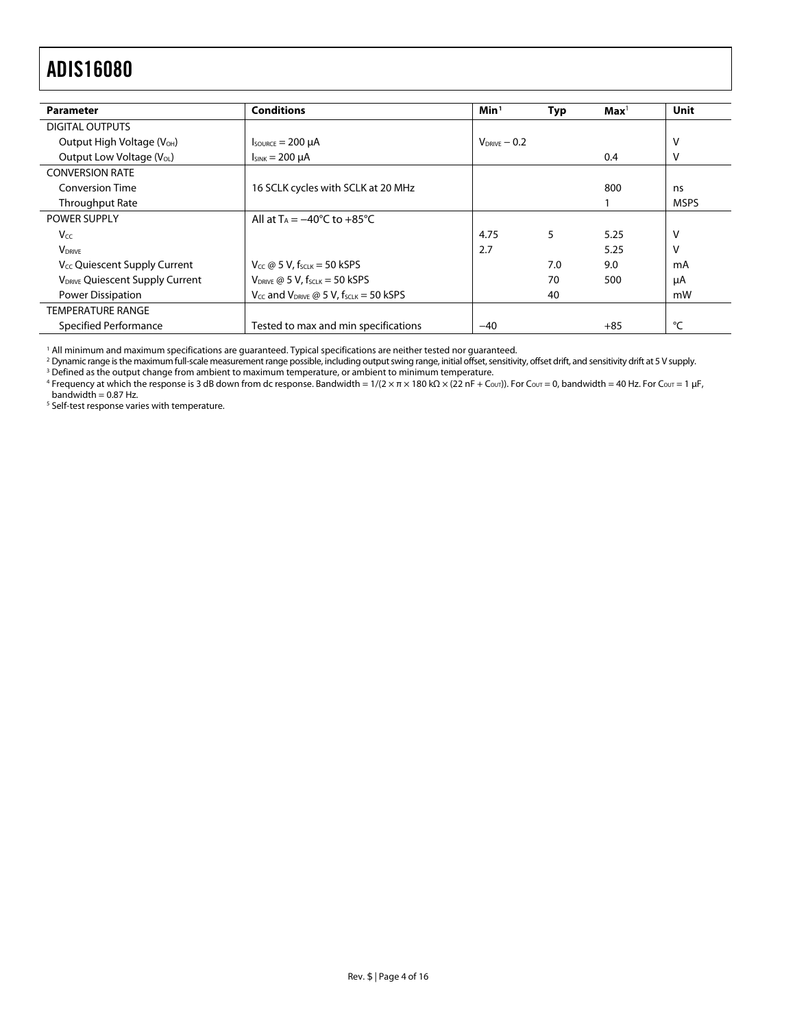| Parameter | Conditions | Min[1] | Typ | Max[1] | Unit |
|---|---|---|---|---|---|
| DIGITAL OUTPUTS | | | | | |
| Output High Voltage ($V_{OH}$) | $I_{SOURCE}$ = 200 μA | $V_{DRIVE}$ − 0.2 | | | V |
| Output Low Voltage ($V_{OL}$) | $I_{SINK}$ = 200 μA | | | 0.4 | V |
| CONVERSION RATE | | | | | |
| Conversion Time | 16 SCLK cycles with SCLK at 20 MHz | | | 800 | ns |
| Throughput Rate | | | | 1 | MSPS |
| POWER SUPPLY | All at $T_A$ = −40°C to +85°C | | | | |
| $V_{CC}$ | | 4.75 | 5 | 5.25 | V |
| $V_{DRIVE}$ | | 2.7 | | 5.25 | V |
| $V_{CC}$ Quiescent Supply Current | $V_{CC}$ @ 5 V, $f_{SCLK}$ = 50 kSPS | | 7.0 | 9.0 | mA |
| $V_{DRIVE}$ Quiescent Supply Current | $V_{DRIVE}$ @ 5 V, $f_{SCLK}$ = 50 kSPS | | 70 | 500 | μA |
| Power Dissipation | $V_{CC}$ and $V_{DRIVE}$ @ 5 V, $f_{SCLK}$ = 50 kSPS | | 40 | | mW |
| TEMPERATURE RANGE | | | | | |
| Specified Performance | Tested to max and min specifications | −40 | | +85 | °C |

[1] All minimum and maximum specifications are guaranteed. Typical specifications are neither tested nor guaranteed.
[2] Dynamic range is the maximum full-scale measurement range possible, including output swing range, initial offset, sensitivity, offset drift, and sensitivity drift at 5 V supply.
[3] Defined as the output change from ambient to maximum temperature, or ambient to minimum temperature.
[4] Frequency at which the response is 3 dB down from dc response. Bandwidth = 1/(2 × π × 180 kΩ × (22 nF + $C_{OUT}$)). For $C_{OUT}$ = 0, bandwidth = 40 Hz. For $C_{OUT}$ = 1 μF, bandwidth = 0.87 Hz.
[5] Self-test response varies with temperature.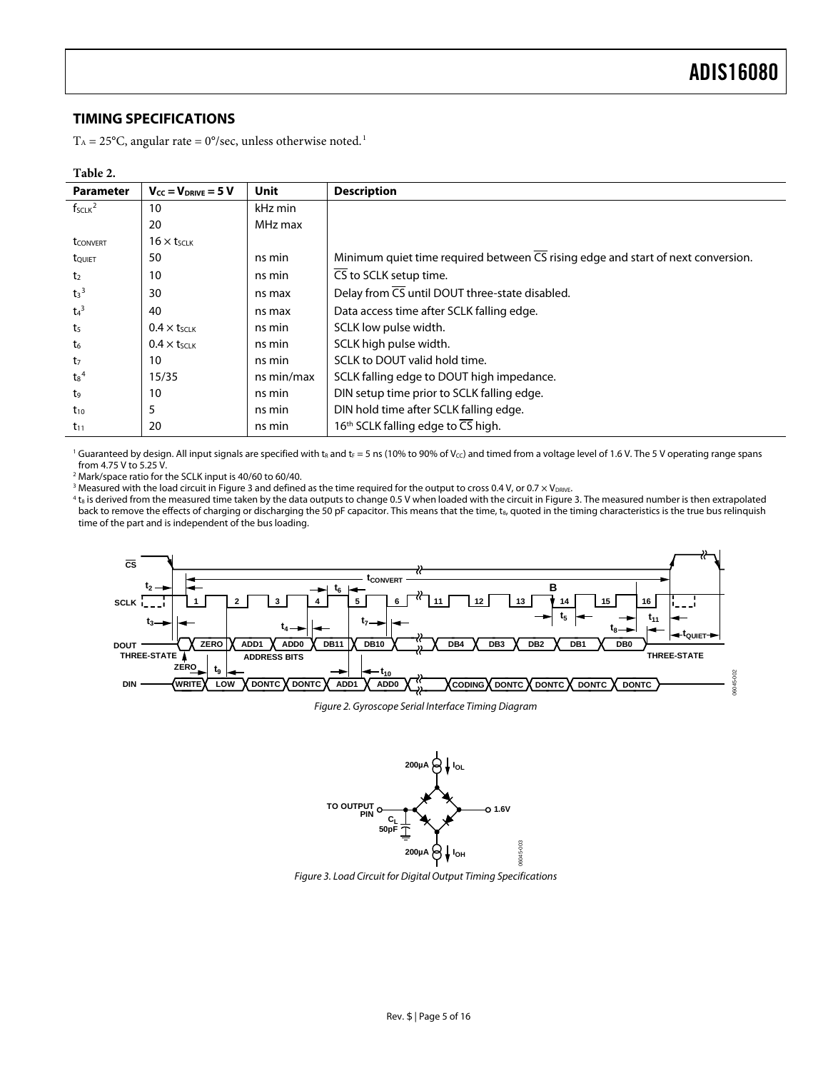## TIMING SPECIFICATIONS

$T_A = 25°C$, angular rate = 0°/sec, unless otherwise noted.[1]

**Table 2.**

| Parameter | $V_{CC} = V_{DRIVE} = 5$ V | Unit | Description |
|---|---|---|---|
| $f_{SCLK}$[2] | 10 | kHz min | |
| | 20 | MHz max | |
| $t_{CONVERT}$ | $16 \times t_{SCLK}$ | | |
| $t_{QUIET}$ | 50 | ns min | Minimum quiet time required between $\overline{CS}$ rising edge and start of next conversion. |
| $t_2$ | 10 | ns min | $\overline{CS}$ to SCLK setup time. |
| $t_3$[3] | 30 | ns max | Delay from $\overline{CS}$ until DOUT three-state disabled. |
| $t_4$[3] | 40 | ns max | Data access time after SCLK falling edge. |
| $t_5$ | $0.4 \times t_{SCLK}$ | ns min | SCLK low pulse width. |
| $t_6$ | $0.4 \times t_{SCLK}$ | ns min | SCLK high pulse width. |
| $t_7$ | 10 | ns min | SCLK to DOUT valid hold time. |
| $t_8$[4] | 15/35 | ns min/max | SCLK falling edge to DOUT high impedance. |
| $t_9$ | 10 | ns min | DIN setup time prior to SCLK falling edge. |
| $t_{10}$ | 5 | ns min | DIN hold time after SCLK falling edge. |
| $t_{11}$ | 20 | ns min | 16th SCLK falling edge to $\overline{CS}$ high. |

[1] Guaranteed by design. All input signals are specified with $t_R$ and $t_F$ = 5 ns (10% to 90% of $V_{CC}$) and timed from a voltage level of 1.6 V. The 5 V operating range spans from 4.75 V to 5.25 V.
[2] Mark/space ratio for the SCLK input is 40/60 to 60/40.
[3] Measured with the load circuit in Figure 3 and defined as the time required for the output to cross 0.4 V, or $0.7 \times V_{DRIVE}$.
[4] $t_8$ is derived from the measured time taken by the data outputs to change 0.5 V when loaded with the circuit in Figure 3. The measured number is then extrapolated back to remove the effects of charging or discharging the 50 pF capacitor. This means that the time, $t_8$, quoted in the timing characteristics is the true bus relinquish time of the part and is independent of the bus loading.

CS
SCLK
DOUT
THREE-STATE
DIN
t2 t3 t4 t5 t6 t7 t8 t9 t10 t11 tCONVERT tQUIET
1 2 3 4 5 6 11 12 13 14 15 16
B
ZERO ADD1 ADD0 DB11 DB10 DB4 DB3 DB2 DB1 DB0
ADDRESS BITS
THREE-STATE
ZERO
WRITE LOW DONTC DONTC ADD1 ADD0 CODING DONTC DONTC DONTC DONTC
06045-002

Figure 2. Gyroscope Serial Interface Timing Diagram

200µA $I_{OL}$
TO OUTPUT PIN
$C_L$ 50pF
1.6V
200µA $I_{OH}$
06045-003

Figure 3. Load Circuit for Digital Output Timing Specifications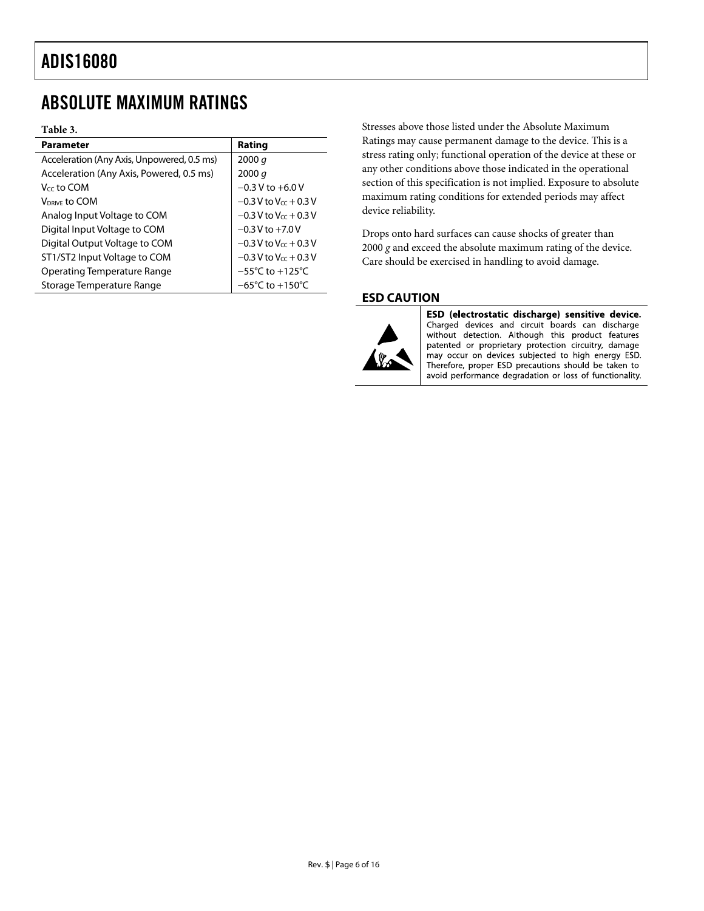# ABSOLUTE MAXIMUM RATINGS

**Table 3.**

| Parameter | Rating |
|---|---|
| Acceleration (Any Axis, Unpowered, 0.5 ms) | 2000 *g* |
| Acceleration (Any Axis, Powered, 0.5 ms) | 2000 *g* |
| $V_{CC}$ to COM | −0.3 V to +6.0 V |
| $V_{DRIVE}$ to COM | −0.3 V to $V_{CC}$ + 0.3 V |
| Analog Input Voltage to COM | −0.3 V to $V_{CC}$ + 0.3 V |
| Digital Input Voltage to COM | −0.3 V to +7.0 V |
| Digital Output Voltage to COM | −0.3 V to $V_{CC}$ + 0.3 V |
| ST1/ST2 Input Voltage to COM | −0.3 V to $V_{CC}$ + 0.3 V |
| Operating Temperature Range | −55°C to +125°C |
| Storage Temperature Range | −65°C to +150°C |

Stresses above those listed under the Absolute Maximum Ratings may cause permanent damage to the device. This is a stress rating only; functional operation of the device at these or any other conditions above those indicated in the operational section of this specification is not implied. Exposure to absolute maximum rating conditions for extended periods may affect device reliability.

Drops onto hard surfaces can cause shocks of greater than 2000 *g* and exceed the absolute maximum rating of the device. Care should be exercised in handling to avoid damage.

## ESD CAUTION

**ESD (electrostatic discharge) sensitive device.** Charged devices and circuit boards can discharge without detection. Although this product features patented or proprietary protection circuitry, damage may occur on devices subjected to high energy ESD. Therefore, proper ESD precautions should be taken to avoid performance degradation or loss of functionality.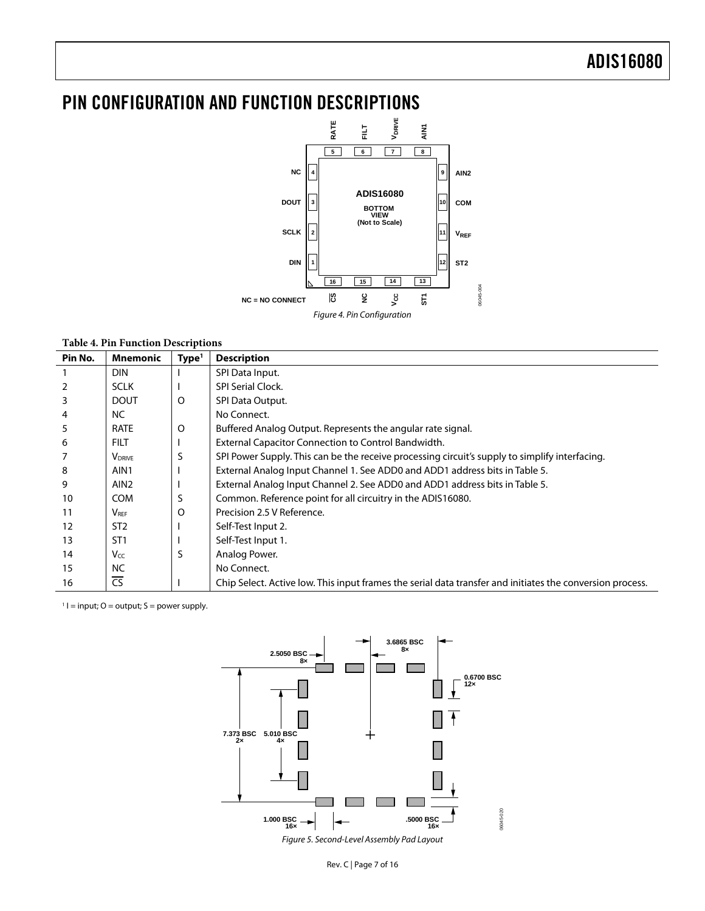# PIN CONFIGURATION AND FUNCTION DESCRIPTIONS

RATE
FILT
$V_{DRIVE}$
AIN1
5
6
7
8
NC 4
DOUT 3
SCLK 2
DIN 1
9 AIN2
10 COM
11 $V_{REF}$
12 ST2
ADIS16080
BOTTOM VIEW
(Not to Scale)
16
15
14
13
NC = NO CONNECT
$\overline{CS}$
NC
$V_{CC}$
ST1
06045-004

Figure 4. Pin Configuration

**Table 4. Pin Function Descriptions**

| Pin No. | Mnemonic | Type[1] | Description |
|---|---|---|---|
| 1 | DIN | I | SPI Data Input. |
| 2 | SCLK | I | SPI Serial Clock. |
| 3 | DOUT | O | SPI Data Output. |
| 4 | NC | | No Connect. |
| 5 | RATE | O | Buffered Analog Output. Represents the angular rate signal. |
| 6 | FILT | I | External Capacitor Connection to Control Bandwidth. |
| 7 | $V_{DRIVE}$ | S | SPI Power Supply. This can be the receive processing circuit's supply to simplify interfacing. |
| 8 | AIN1 | I | External Analog Input Channel 1. See ADD0 and ADD1 address bits in Table 5. |
| 9 | AIN2 | I | External Analog Input Channel 2. See ADD0 and ADD1 address bits in Table 5. |
| 10 | COM | S | Common. Reference point for all circuitry in the ADIS16080. |
| 11 | $V_{REF}$ | O | Precision 2.5 V Reference. |
| 12 | ST2 | I | Self-Test Input 2. |
| 13 | ST1 | I | Self-Test Input 1. |
| 14 | $V_{CC}$ | S | Analog Power. |
| 15 | NC | | No Connect. |
| 16 | $\overline{CS}$ | I | Chip Select. Active low. This input frames the serial data transfer and initiates the conversion process. |

[1] I = input; O = output; S = power supply.

2.5050 BSC
8×
3.6865 BSC
8×
0.6700 BSC
12×
7.373 BSC
2×
5.010 BSC
4×
1.000 BSC
16×
.5000 BSC
16×
06045-020

Figure 5. Second-Level Assembly Pad Layout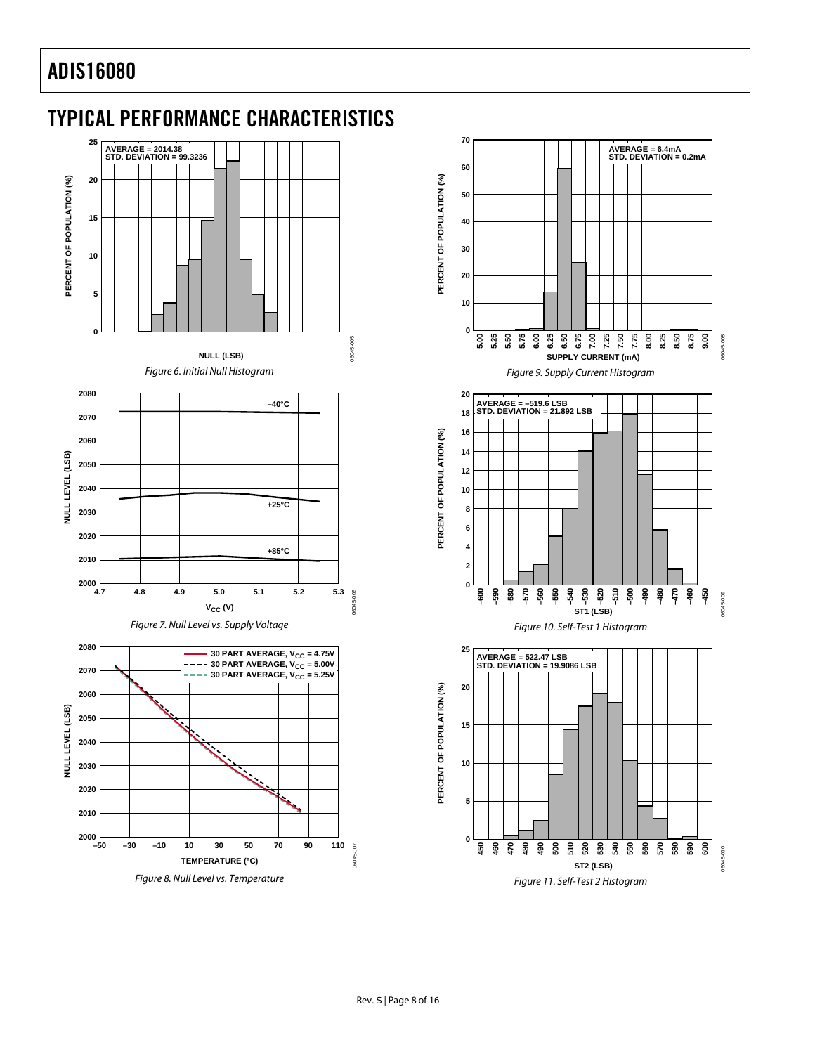## TYPICAL PERFORMANCE CHARACTERISTICS

AVERAGE = 2014.38
STD. DEVIATION = 99.3236

PERCENT OF POPULATION (%)

NULL (LSB)

06045-005

*Figure 6. Initial Null Histogram*

–40°C

+25°C

+85°C

NULL LEVEL (LSB)

$V_{CC}$ (V)

06045-006

*Figure 7. Null Level vs. Supply Voltage*

30 PART AVERAGE, $V_{CC}$ = 4.75V
30 PART AVERAGE, $V_{CC}$ = 5.00V
30 PART AVERAGE, $V_{CC}$ = 5.25V

NULL LEVEL (LSB)

TEMPERATURE (°C)

06045-007

*Figure 8. Null Level vs. Temperature*

AVERAGE = 6.4mA
STD. DEVIATION = 0.2mA

PERCENT OF POPULATION (%)

SUPPLY CURRENT (mA)

06045-008

*Figure 9. Supply Current Histogram*

AVERAGE = –519.6 LSB
STD. DEVIATION = 21.892 LSB

PERCENT OF POPULATION (%)

ST1 (LSB)

06045-009

*Figure 10. Self-Test 1 Histogram*

AVERAGE = 522.47 LSB
STD. DEVIATION = 19.9086 LSB

PERCENT OF POPULATION (%)

ST2 (LSB)

06045-010

*Figure 11. Self-Test 2 Histogram*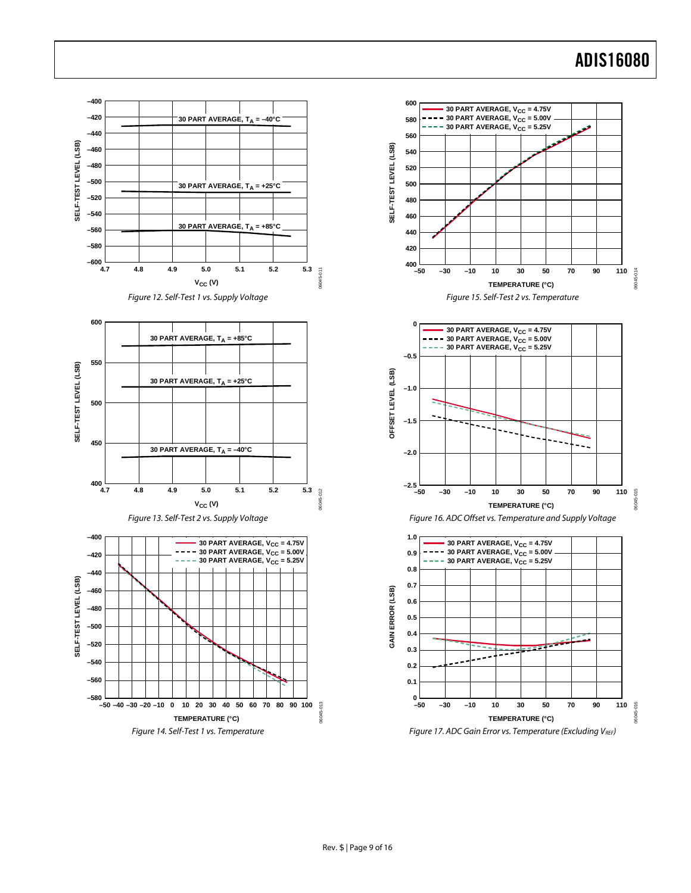SELF-TEST LEVEL (LSB)

–400
–420
–440
–460
–480
–500
–520
–540
–560
–580
–600

30 PART AVERAGE, $T_A$ = –40°C
30 PART AVERAGE, $T_A$ = +25°C
30 PART AVERAGE, $T_A$ = +85°C

4.7 4.8 4.9 5.0 5.1 5.2 5.3

$V_{CC}$ (V)

06045-011

Figure 12. Self-Test 1 vs. Supply Voltage

SELF-TEST LEVEL (LSB)

600
550
500
450
400

30 PART AVERAGE, $T_A$ = +85°C
30 PART AVERAGE, $T_A$ = +25°C
30 PART AVERAGE, $T_A$ = –40°C

4.7 4.8 4.9 5.0 5.1 5.2 5.3

$V_{CC}$ (V)

06045-012

Figure 13. Self-Test 2 vs. Supply Voltage

SELF-TEST LEVEL (LSB)

–400
–420
–440
–460
–480
–500
–520
–540
–560
–580

30 PART AVERAGE, $V_{CC}$ = 4.75V
30 PART AVERAGE, $V_{CC}$ = 5.00V
30 PART AVERAGE, $V_{CC}$ = 5.25V

–50 –40 –30 –20 –10 0 10 20 30 40 50 60 70 80 90 100

TEMPERATURE (°C)

06045-013

Figure 14. Self-Test 1 vs. Temperature

SELF-TEST LEVEL (LSB)

600
580
560
540
520
500
480
460
440
420
400

30 PART AVERAGE, $V_{CC}$ = 4.75V
30 PART AVERAGE, $V_{CC}$ = 5.00V
30 PART AVERAGE, $V_{CC}$ = 5.25V

–50 –30 –10 10 30 50 70 90 110

TEMPERATURE (°C)

06045-014

Figure 15. Self-Test 2 vs. Temperature

OFFSET LEVEL (LSB)

0
–0.5
–1.0
–1.5
–2.0
–2.5

30 PART AVERAGE, $V_{CC}$ = 4.75V
30 PART AVERAGE, $V_{CC}$ = 5.00V
30 PART AVERAGE, $V_{CC}$ = 5.25V

–50 –30 –10 10 30 50 70 90 110

TEMPERATURE (°C)

06045-015

Figure 16. ADC Offset vs. Temperature and Supply Voltage

GAIN ERROR (LSB)

1.0
0.9
0.8
0.7
0.6
0.5
0.4
0.3
0.2
0.1
0

30 PART AVERAGE, $V_{CC}$ = 4.75V
30 PART AVERAGE, $V_{CC}$ = 5.00V
30 PART AVERAGE, $V_{CC}$ = 5.25V

–50 –30 –10 10 30 50 70 90 110

TEMPERATURE (°C)

06045-016

Figure 17. ADC Gain Error vs. Temperature (Excluding $V_{REF}$)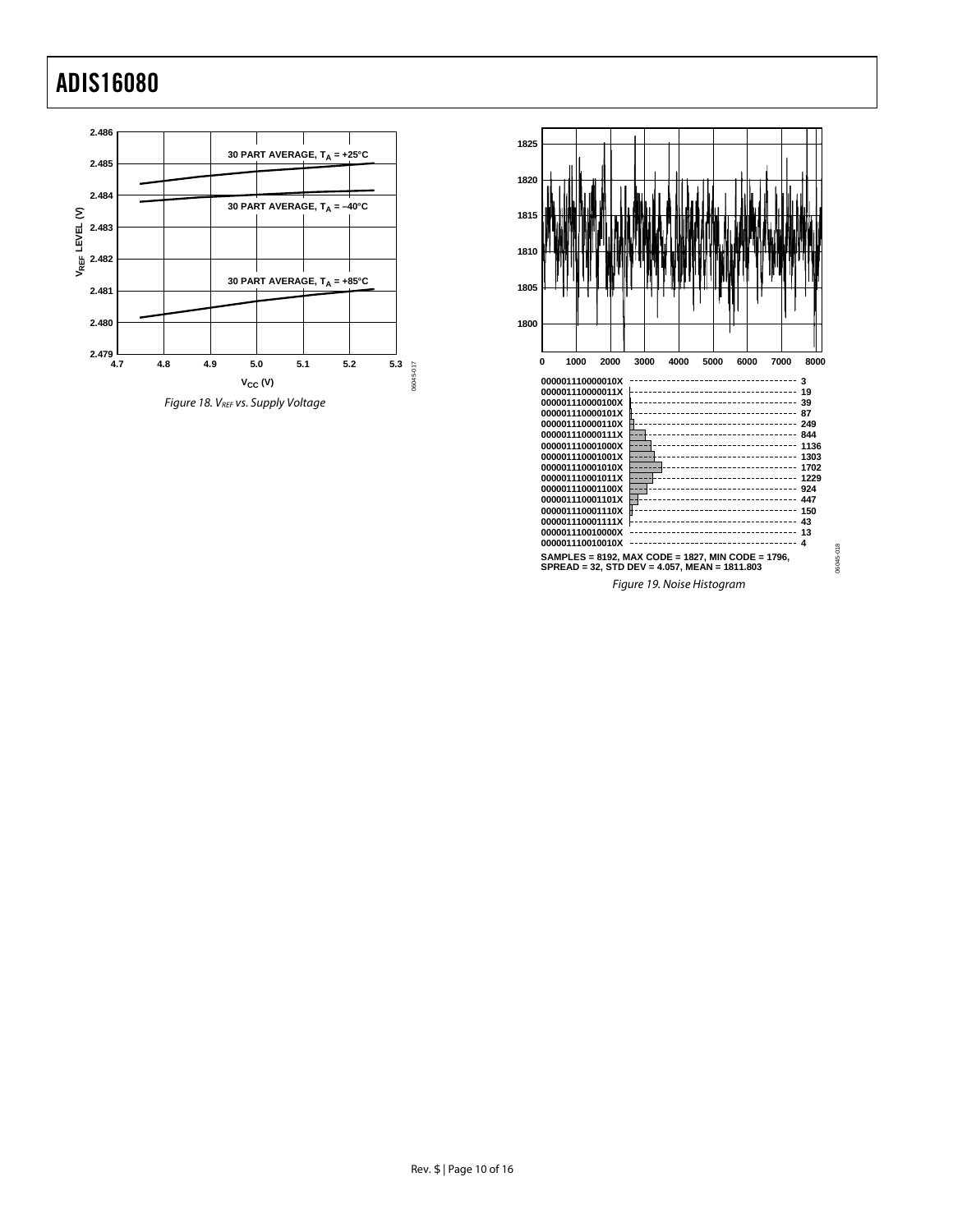2.486

2.485

2.484

2.483

2.482

2.481

2.480

2.479

4.7 4.8 4.9 5.0 5.1 5.2 5.3

$V_{REF}$ LEVEL (V)

$V_{CC}$ (V)

30 PART AVERAGE, $T_A$ = +25°C

30 PART AVERAGE, $T_A$ = –40°C

30 PART AVERAGE, $T_A$ = +85°C

06045-017

*Figure 18. $V_{REF}$ vs. Supply Voltage*

1825

1820

1815

1810

1805

1800

0 1000 2000 3000 4000 5000 6000 7000 8000

000001110000010X 3
000001110000011X 19
000001110000100X 39
000001110000101X 87
000001110000110X 249
000001110000111X 844
000001110001000X 1136
000001110001001X 1303
000001110001010X 1702
000001110001011X 1229
000001110001100X 924
000001110001101X 447
000001110001110X 150
000001110001111X 43
000001110010000X 13
000001110010010X 4

SAMPLES = 8192, MAX CODE = 1827, MIN CODE = 1796,
SPREAD = 32, STD DEV = 4.057, MEAN = 1811.803

06045-018

*Figure 19. Noise Histogram*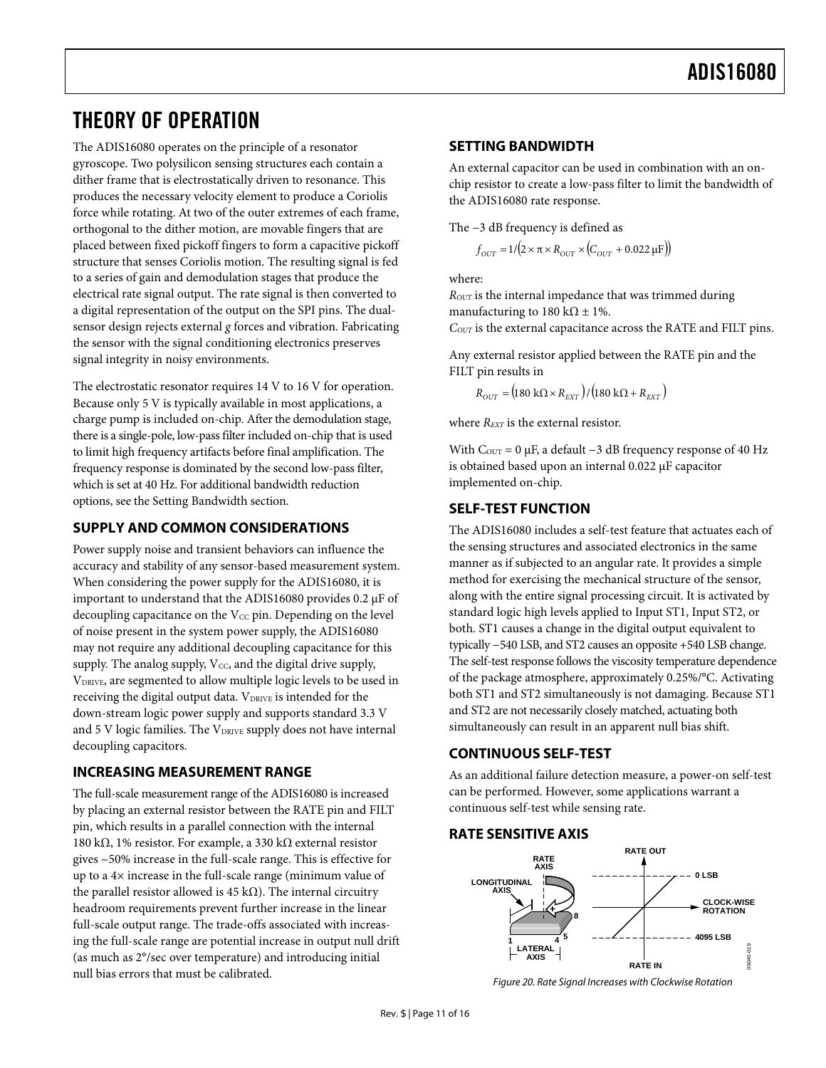# THEORY OF OPERATION

The ADIS16080 operates on the principle of a resonator gyroscope. Two polysilicon sensing structures each contain a dither frame that is electrostatically driven to resonance. This produces the necessary velocity element to produce a Coriolis force while rotating. At two of the outer extremes of each frame, orthogonal to the dither motion, are movable fingers that are placed between fixed pickoff fingers to form a capacitive pickoff structure that senses Coriolis motion. The resulting signal is fed to a series of gain and demodulation stages that produce the electrical rate signal output. The rate signal is then converted to a digital representation of the output on the SPI pins. The dual-sensor design rejects external *g* forces and vibration. Fabricating the sensor with the signal conditioning electronics preserves signal integrity in noisy environments.

The electrostatic resonator requires 14 V to 16 V for operation. Because only 5 V is typically available in most applications, a charge pump is included on-chip. After the demodulation stage, there is a single-pole, low-pass filter included on-chip that is used to limit high frequency artifacts before final amplification. The frequency response is dominated by the second low-pass filter, which is set at 40 Hz. For additional bandwidth reduction options, see the Setting Bandwidth section.

## SUPPLY AND COMMON CONSIDERATIONS

Power supply noise and transient behaviors can influence the accuracy and stability of any sensor-based measurement system. When considering the power supply for the ADIS16080, it is important to understand that the ADIS16080 provides 0.2 μF of decoupling capacitance on the $V_{CC}$ pin. Depending on the level of noise present in the system power supply, the ADIS16080 may not require any additional decoupling capacitance for this supply. The analog supply, $V_{CC}$, and the digital drive supply, $V_{DRIVE}$, are segmented to allow multiple logic levels to be used in receiving the digital output data. $V_{DRIVE}$ is intended for the down-stream logic power supply and supports standard 3.3 V and 5 V logic families. The $V_{DRIVE}$ supply does not have internal decoupling capacitors.

## INCREASING MEASUREMENT RANGE

The full-scale measurement range of the ADIS16080 is increased by placing an external resistor between the RATE pin and FILT pin, which results in a parallel connection with the internal 180 kΩ, 1% resistor. For example, a 330 kΩ external resistor gives ~50% increase in the full-scale range. This is effective for up to a 4× increase in the full-scale range (minimum value of the parallel resistor allowed is 45 kΩ). The internal circuitry headroom requirements prevent further increase in the linear full-scale output range. The trade-offs associated with increasing the full-scale range are potential increase in output null drift (as much as 2°/sec over temperature) and introducing initial null bias errors that must be calibrated.

## SETTING BANDWIDTH

An external capacitor can be used in combination with an on-chip resistor to create a low-pass filter to limit the bandwidth of the ADIS16080 rate response.

The −3 dB frequency is defined as

$$f_{OUT} = 1/\left(2 \times \pi \times R_{OUT} \times \left(C_{OUT} + 0.022\ \mu\text{F}\right)\right)$$

where:

$R_{OUT}$ is the internal impedance that was trimmed during manufacturing to 180 kΩ ± 1%.

$C_{OUT}$ is the external capacitance across the RATE and FILT pins.

Any external resistor applied between the RATE pin and the FILT pin results in

$$R_{OUT} = \left(180\ \text{k}\Omega \times R_{EXT}\right)/\left(180\ \text{k}\Omega + R_{EXT}\right)$$

where $R_{EXT}$ is the external resistor.

With $C_{OUT}$ = 0 μF, a default −3 dB frequency response of 40 Hz is obtained based upon an internal 0.022 μF capacitor implemented on-chip.

## SELF-TEST FUNCTION

The ADIS16080 includes a self-test feature that actuates each of the sensing structures and associated electronics in the same manner as if subjected to an angular rate. It provides a simple method for exercising the mechanical structure of the sensor, along with the entire signal processing circuit. It is activated by standard logic high levels applied to Input ST1, Input ST2, or both. ST1 causes a change in the digital output equivalent to typically −540 LSB, and ST2 causes an opposite +540 LSB change. The self-test response follows the viscosity temperature dependence of the package atmosphere, approximately 0.25%/°C. Activating both ST1 and ST2 simultaneously is not damaging. Because ST1 and ST2 are not necessarily closely matched, actuating both simultaneously can result in an apparent null bias shift.

## CONTINUOUS SELF-TEST

As an additional failure detection measure, a power-on self-test can be performed. However, some applications warrant a continuous self-test while sensing rate.

## RATE SENSITIVE AXIS

RATE AXIS
LONGITUDINAL AXIS
LATERAL AXIS
1
4
5
8
+
RATE OUT
0 LSB
CLOCK-WISE ROTATION
4095 LSB
RATE IN
06045-019

Figure 20. Rate Signal Increases with Clockwise Rotation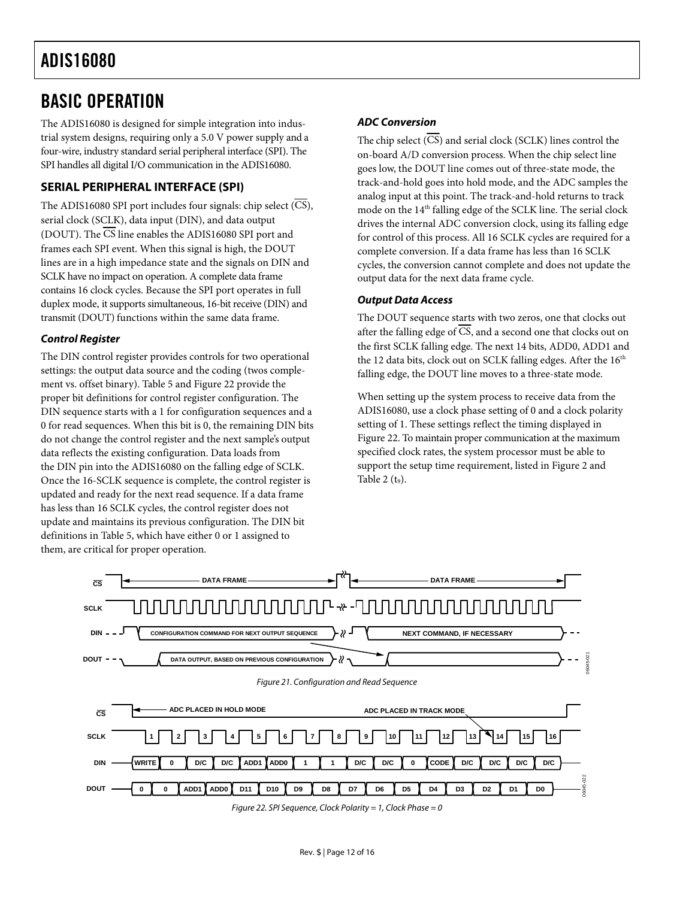# BASIC OPERATION

The ADIS16080 is designed for simple integration into industrial system designs, requiring only a 5.0 V power supply and a four-wire, industry standard serial peripheral interface (SPI). The SPI handles all digital I/O communication in the ADIS16080.

## SERIAL PERIPHERAL INTERFACE (SPI)

The ADIS16080 SPI port includes four signals: chip select ($\overline{CS}$), serial clock (SCLK), data input (DIN), and data output (DOUT). The $\overline{CS}$ line enables the ADIS16080 SPI port and frames each SPI event. When this signal is high, the DOUT lines are in a high impedance state and the signals on DIN and SCLK have no impact on operation. A complete data frame contains 16 clock cycles. Because the SPI port operates in full duplex mode, it supports simultaneous, 16-bit receive (DIN) and transmit (DOUT) functions within the same data frame.

### *Control Register*

The DIN control register provides controls for two operational settings: the output data source and the coding (twos complement vs. offset binary). Table 5 and Figure 22 provide the proper bit definitions for control register configuration. The DIN sequence starts with a 1 for configuration sequences and a 0 for read sequences. When this bit is 0, the remaining DIN bits do not change the control register and the next sample's output data reflects the existing configuration. Data loads from the DIN pin into the ADIS16080 on the falling edge of SCLK. Once the 16-SCLK sequence is complete, the control register is updated and ready for the next read sequence. If a data frame has less than 16 SCLK cycles, the control register does not update and maintains its previous configuration. The DIN bit definitions in Table 5, which have either 0 or 1 assigned to them, are critical for proper operation.

### *ADC Conversion*

The chip select ($\overline{CS}$) and serial clock (SCLK) lines control the on-board A/D conversion process. When the chip select line goes low, the DOUT line comes out of three-state mode, the track-and-hold goes into hold mode, and the ADC samples the analog input at this point. The track-and-hold returns to track mode on the 14th falling edge of the SCLK line. The serial clock drives the internal ADC conversion clock, using its falling edge for control of this process. All 16 SCLK cycles are required for a complete conversion. If a data frame has less than 16 SCLK cycles, the conversion cannot complete and does not update the output data for the next data frame cycle.

### *Output Data Access*

The DOUT sequence starts with two zeros, one that clocks out after the falling edge of $\overline{CS}$, and a second one that clocks out on the first SCLK falling edge. The next 14 bits, ADD0, ADD1 and the 12 data bits, clock out on SCLK falling edges. After the 16th falling edge, the DOUT line moves to a three-state mode.

When setting up the system process to receive data from the ADIS16080, use a clock phase setting of 0 and a clock polarity setting of 1. These settings reflect the timing displayed in Figure 22. To maintain proper communication at the maximum specified clock rates, the system processor must be able to support the setup time requirement, listed in Figure 2 and Table 2 ($t_9$).

CS
SCLK
DIN
DOUT
DATA FRAME
DATA FRAME
CONFIGURATION COMMAND FOR NEXT OUTPUT SEQUENCE
NEXT COMMAND, IF NECESSARY
DATA OUTPUT, BASED ON PREVIOUS CONFIGURATION
06045-021

Figure 21. Configuration and Read Sequence

CS
SCLK
DIN
DOUT
ADC PLACED IN HOLD MODE
ADC PLACED IN TRACK MODE
1 2 3 4 5 6 7 8 9 10 11 12 13 14 15 16
WRITE 0 D/C D/C ADD1 ADD0 1 1 D/C D/C 0 CODE D/C D/C D/C D/C
0 0 ADD1 ADD0 D11 D10 D9 D8 D7 D6 D5 D4 D3 D2 D1 D0
06045-022

Figure 22. SPI Sequence, Clock Polarity = 1, Clock Phase = 0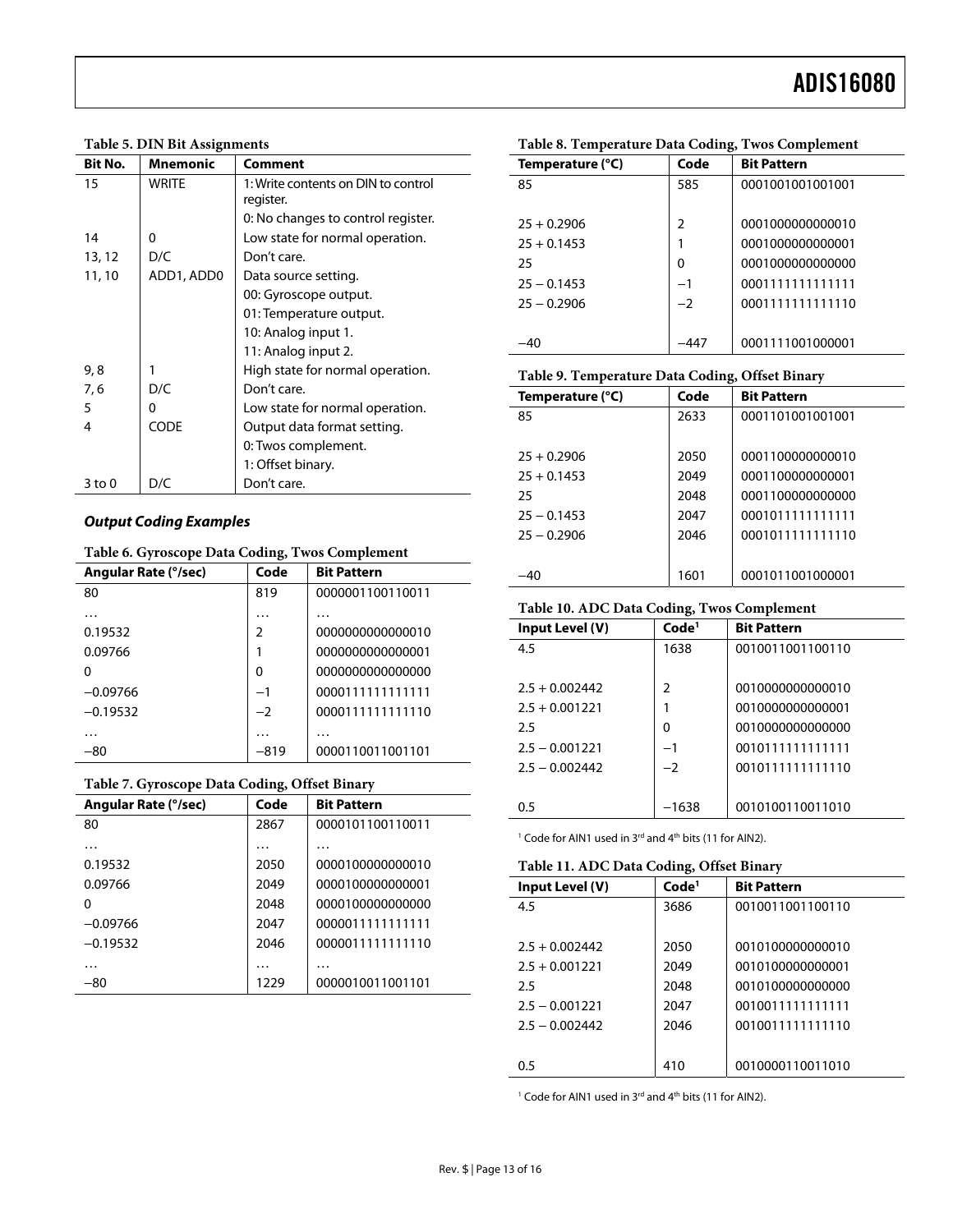**Table 5. DIN Bit Assignments**

| Bit No. | Mnemonic | Comment |
|---|---|---|
| 15 | WRITE | 1: Write contents on DIN to control register. |
| | | 0: No changes to control register. |
| 14 | 0 | Low state for normal operation. |
| 13, 12 | D/C | Don't care. |
| 11, 10 | ADD1, ADD0 | Data source setting. |
| | | 00: Gyroscope output. |
| | | 01: Temperature output. |
| | | 10: Analog input 1. |
| | | 11: Analog input 2. |
| 9, 8 | 1 | High state for normal operation. |
| 7, 6 | D/C | Don't care. |
| 5 | 0 | Low state for normal operation. |
| 4 | CODE | Output data format setting. |
| | | 0: Twos complement. |
| | | 1: Offset binary. |
| 3 to 0 | D/C | Don't care. |

### *Output Coding Examples*

**Table 6. Gyroscope Data Coding, Twos Complement**

| Angular Rate (°/sec) | Code | Bit Pattern |
|---|---|---|
| 80 | 819 | 0000001100110011 |
| … | … | … |
| 0.19532 | 2 | 0000000000000010 |
| 0.09766 | 1 | 0000000000000001 |
| 0 | 0 | 0000000000000000 |
| −0.09766 | −1 | 0000111111111111 |
| −0.19532 | −2 | 0000111111111110 |
| … | … | … |
| −80 | −819 | 0000110011001101 |

**Table 7. Gyroscope Data Coding, Offset Binary**

| Angular Rate (°/sec) | Code | Bit Pattern |
|---|---|---|
| 80 | 2867 | 0000101100110011 |
| … | … | … |
| 0.19532 | 2050 | 0000100000000010 |
| 0.09766 | 2049 | 0000100000000001 |
| 0 | 2048 | 0000100000000000 |
| −0.09766 | 2047 | 0000011111111111 |
| −0.19532 | 2046 | 0000011111111110 |
| … | … | … |
| −80 | 1229 | 0000010011001101 |

**Table 8. Temperature Data Coding, Twos Complement**

| Temperature (°C) | Code | Bit Pattern |
|---|---|---|
| 85 | 585 | 0001001001001001 |
| | | |
| 25 + 0.2906 | 2 | 0001000000000010 |
| 25 + 0.1453 | 1 | 0001000000000001 |
| 25 | 0 | 0001000000000000 |
| 25 − 0.1453 | −1 | 0001111111111111 |
| 25 − 0.2906 | −2 | 0001111111111110 |
| | | |
| −40 | −447 | 0001111001000001 |

**Table 9. Temperature Data Coding, Offset Binary**

| Temperature (°C) | Code | Bit Pattern |
|---|---|---|
| 85 | 2633 | 0001101001001001 |
| | | |
| 25 + 0.2906 | 2050 | 0001100000000010 |
| 25 + 0.1453 | 2049 | 0001100000000001 |
| 25 | 2048 | 0001100000000000 |
| 25 − 0.1453 | 2047 | 0001011111111111 |
| 25 − 0.2906 | 2046 | 0001011111111110 |
| | | |
| −40 | 1601 | 0001011001000001 |

**Table 10. ADC Data Coding, Twos Complement**

| Input Level (V) | Code[1] | Bit Pattern |
|---|---|---|
| 4.5 | 1638 | 0010011001100110 |
| | | |
| 2.5 + 0.002442 | 2 | 0010000000000010 |
| 2.5 + 0.001221 | 1 | 0010000000000001 |
| 2.5 | 0 | 0010000000000000 |
| 2.5 − 0.001221 | −1 | 0010111111111111 |
| 2.5 − 0.002442 | −2 | 0010111111111110 |
| | | |
| 0.5 | −1638 | 0010100110011010 |

[1] Code for AIN1 used in 3rd and 4th bits (11 for AIN2).

**Table 11. ADC Data Coding, Offset Binary**

| Input Level (V) | Code[1] | Bit Pattern |
|---|---|---|
| 4.5 | 3686 | 0010011001100110 |
| | | |
| 2.5 + 0.002442 | 2050 | 0010100000000010 |
| 2.5 + 0.001221 | 2049 | 0010100000000001 |
| 2.5 | 2048 | 0010100000000000 |
| 2.5 − 0.001221 | 2047 | 0010011111111111 |
| 2.5 − 0.002442 | 2046 | 0010011111111110 |
| | | |
| 0.5 | 410 | 0010000110011010 |

[1] Code for AIN1 used in 3rd and 4th bits (11 for AIN2).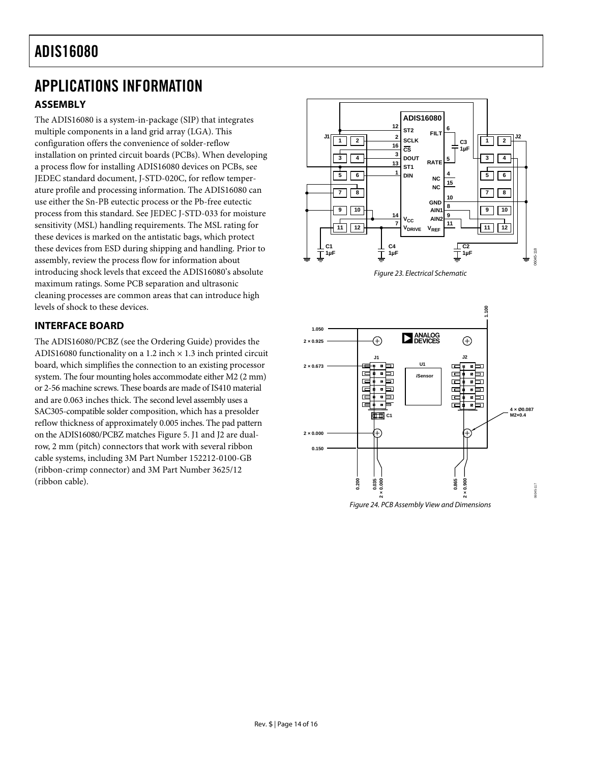# APPLICATIONS INFORMATION

## ASSEMBLY

The ADIS16080 is a system-in-package (SIP) that integrates multiple components in a land grid array (LGA). This configuration offers the convenience of solder-reflow installation on printed circuit boards (PCBs). When developing a process flow for installing ADIS16080 devices on PCBs, see JEDEC standard document, J-STD-020C, for reflow temperature profile and processing information. The ADIS16080 can use either the Sn-PB eutectic process or the Pb-free eutectic process from this standard. See JEDEC J-STD-033 for moisture sensitivity (MSL) handling requirements. The MSL rating for these devices is marked on the antistatic bags, which protect these devices from ESD during shipping and handling. Prior to assembly, review the process flow for information about introducing shock levels that exceed the ADIS16080's absolute maximum ratings. Some PCB separation and ultrasonic cleaning processes are common areas that can introduce high levels of shock to these devices.

## INTERFACE BOARD

The ADIS16080/PCBZ (see the Ordering Guide) provides the ADIS16080 functionality on a 1.2 inch × 1.3 inch printed circuit board, which simplifies the connection to an existing processor system. The four mounting holes accommodate either M2 (2 mm) or 2-56 machine screws. These boards are made of IS410 material and are 0.063 inches thick. The second level assembly uses a SAC305-compatible solder composition, which has a presolder reflow thickness of approximately 0.005 inches. The pad pattern on the ADIS16080/PCBZ matches Figure 5. J1 and J2 are dual-row, 2 mm (pitch) connectors that work with several ribbon cable systems, including 3M Part Number 152212-0100-GB (ribbon-crimp connector) and 3M Part Number 3625/12 (ribbon cable).

ADIS16080
ST2 12
SCLK 2
CS 16
DOUT 3
ST1 13
DIN 1
FILT 6
RATE 5
NC 4
NC 15
GND 10
AIN1 8
AIN2 9
VREF 11
VCC 14
VDRIVE 7
J1
J2
C1 1µF
C2 1µF
C3 1µF
C4 1µF
06045-118

*Figure 23. Electrical Schematic*

1.050
2 × 0.925
2 × 0.673
2 × 0.000
0.150
1.100
ANALOG DEVICES
J1
U1
J2
iSensor
C1
4 × Ø0.087 M2×0.4
0.200
0.035
2 × 0.000
0.865
2 × 0.900
06045-117

*Figure 24. PCB Assembly View and Dimensions*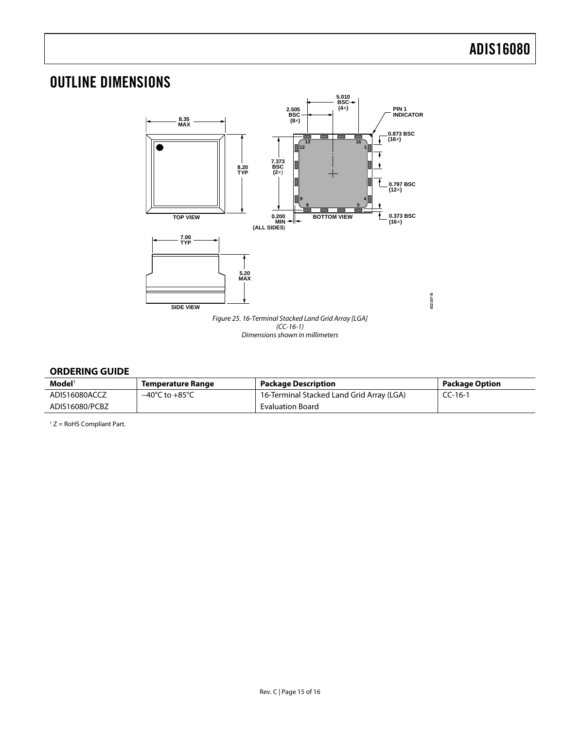# OUTLINE DIMENSIONS

8.35
MAX

8.20
TYP

TOP VIEW

5.010
BSC
(4×)

2.505
BSC
(8×)

PIN 1
INDICATOR

0.873 BSC
(16×)

7.373
BSC
(2×)

0.797 BSC
(12×)

0.373 BSC
(16×)

0.200
MIN
(ALL SIDES)

BOTTOM VIEW

13 16 12 1 9 4 8 5

7.00
TYP

5.20
MAX

SIDE VIEW

022107-B

*Figure 25. 16-Terminal Stacked Land Grid Array [LGA] (CC-16-1) Dimensions shown in millimeters*

## ORDERING GUIDE

| Model[1] | Temperature Range | Package Description | Package Option |
| --- | --- | --- | --- |
| ADIS16080ACCZ | −40°C to +85°C | 16-Terminal Stacked Land Grid Array (LGA) | CC-16-1 |
| ADIS16080/PCBZ | | Evaluation Board | |

[1] Z = RoHS Compliant Part.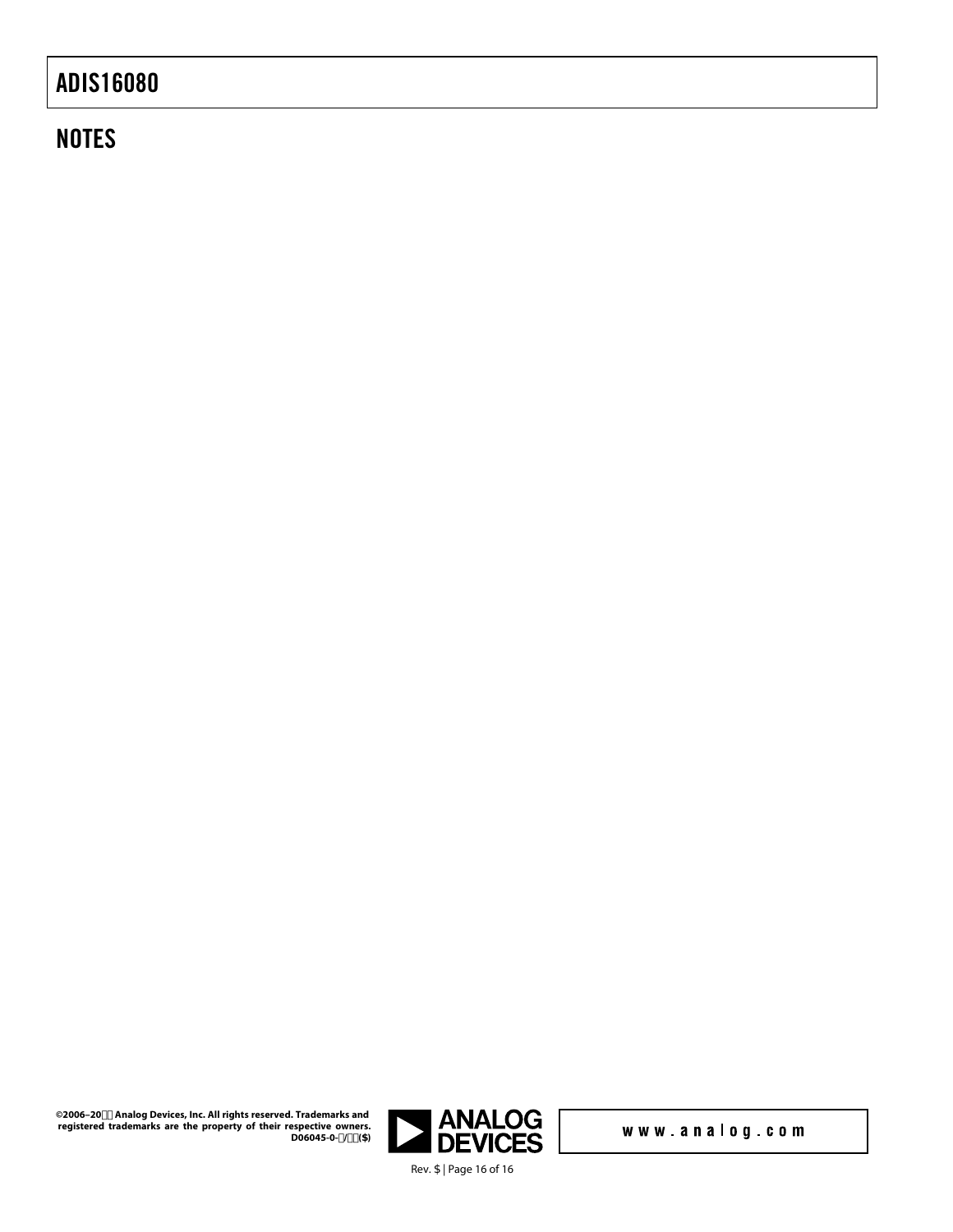# NOTES

©2006–20   Analog Devices, Inc. All rights reserved. Trademarks and registered trademarks are the property of their respective owners. D06045-0- /  ($)

www.analog.com